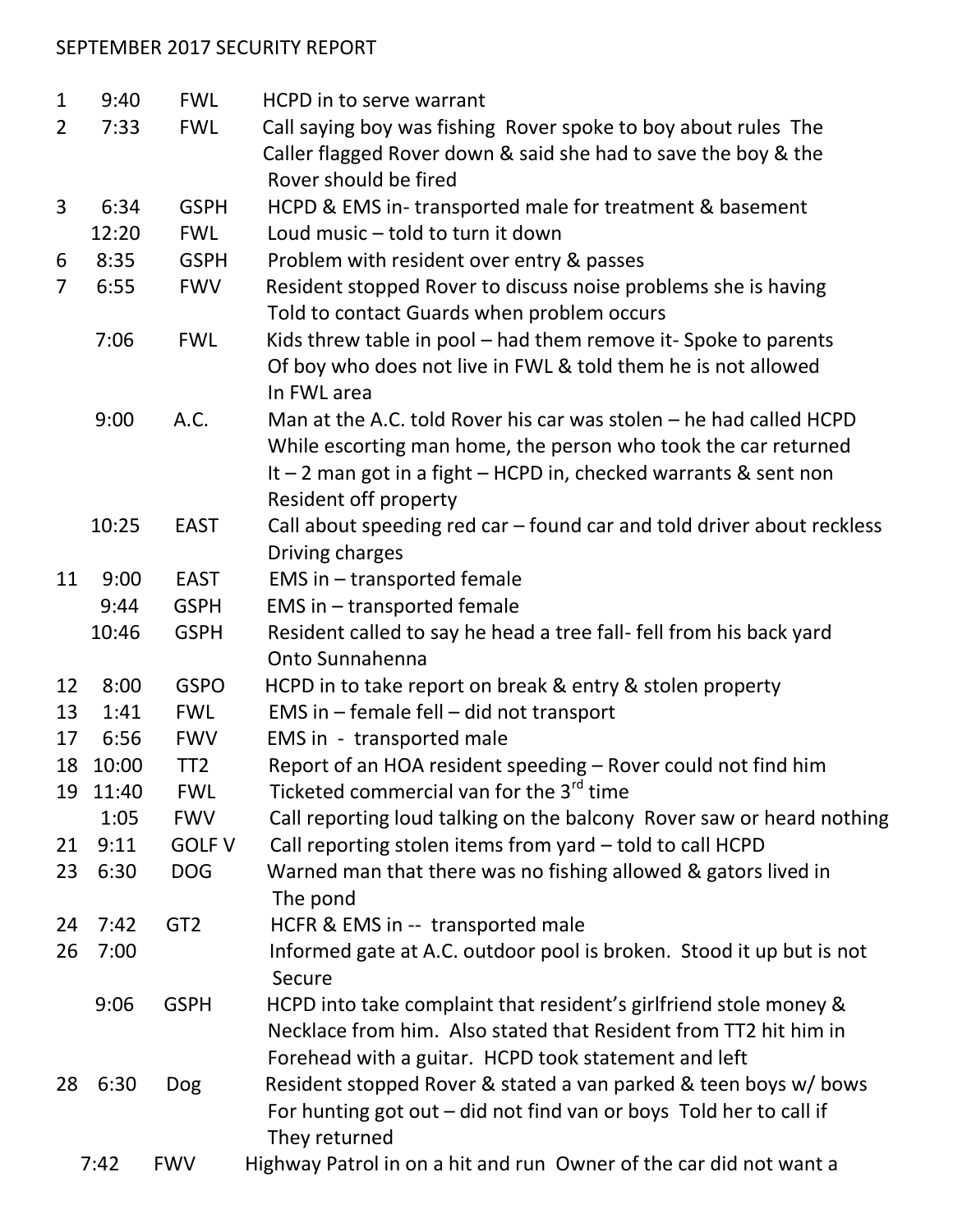SEPTEMBER 2017 SECURITY REPORT

| Day | Time | Area | Description |
|---|---|---|---|
| 1 | 9:40 | FWL | HCPD in to serve warrant |
| 2 | 7:33 | FWL | Call saying boy was fishing Rover spoke to boy about rules The Caller flagged Rover down & said she had to save the boy & the Rover should be fired |
| 3 | 6:34 | GSPH | HCPD & EMS in- transported male for treatment & basement |
| | 12:20 | FWL | Loud music – told to turn it down |
| 6 | 8:35 | GSPH | Problem with resident over entry & passes |
| 7 | 6:55 | FWV | Resident stopped Rover to discuss noise problems she is having Told to contact Guards when problem occurs |
| | 7:06 | FWL | Kids threw table in pool – had them remove it- Spoke to parents Of boy who does not live in FWL & told them he is not allowed In FWL area |
| | 9:00 | A.C. | Man at the A.C. told Rover his car was stolen – he had called HCPD While escorting man home, the person who took the car returned It – 2 man got in a fight – HCPD in, checked warrants & sent non Resident off property |
| | 10:25 | EAST | Call about speeding red car – found car and told driver about reckless Driving charges |
| 11 | 9:00 | EAST | EMS in – transported female |
| | 9:44 | GSPH | EMS in – transported female |
| | 10:46 | GSPH | Resident called to say he head a tree fall- fell from his back yard Onto Sunnahenna |
| 12 | 8:00 | GSPO | HCPD in to take report on break & entry & stolen property |
| 13 | 1:41 | FWL | EMS in – female fell – did not transport |
| 17 | 6:56 | FWV | EMS in - transported male |
| 18 | 10:00 | TT2 | Report of an HOA resident speeding – Rover could not find him |
| 19 | 11:40 | FWL | Ticketed commercial van for the 3rd time |
| | 1:05 | FWV | Call reporting loud talking on the balcony Rover saw or heard nothing |
| 21 | 9:11 | GOLF V | Call reporting stolen items from yard – told to call HCPD |
| 23 | 6:30 | DOG | Warned man that there was no fishing allowed & gators lived in The pond |
| 24 | 7:42 | GT2 | HCFR & EMS in -- transported male |
| 26 | 7:00 | | Informed gate at A.C. outdoor pool is broken. Stood it up but is not Secure |
| | 9:06 | GSPH | HCPD into take complaint that resident's girlfriend stole money & Necklace from him. Also stated that Resident from TT2 hit him in Forehead with a guitar. HCPD took statement and left |
| 28 | 6:30 | Dog | Resident stopped Rover & stated a van parked & teen boys w/ bows For hunting got out – did not find van or boys Told her to call if They returned |
| | 7:42 | FWV | Highway Patrol in on a hit and run Owner of the car did not want a |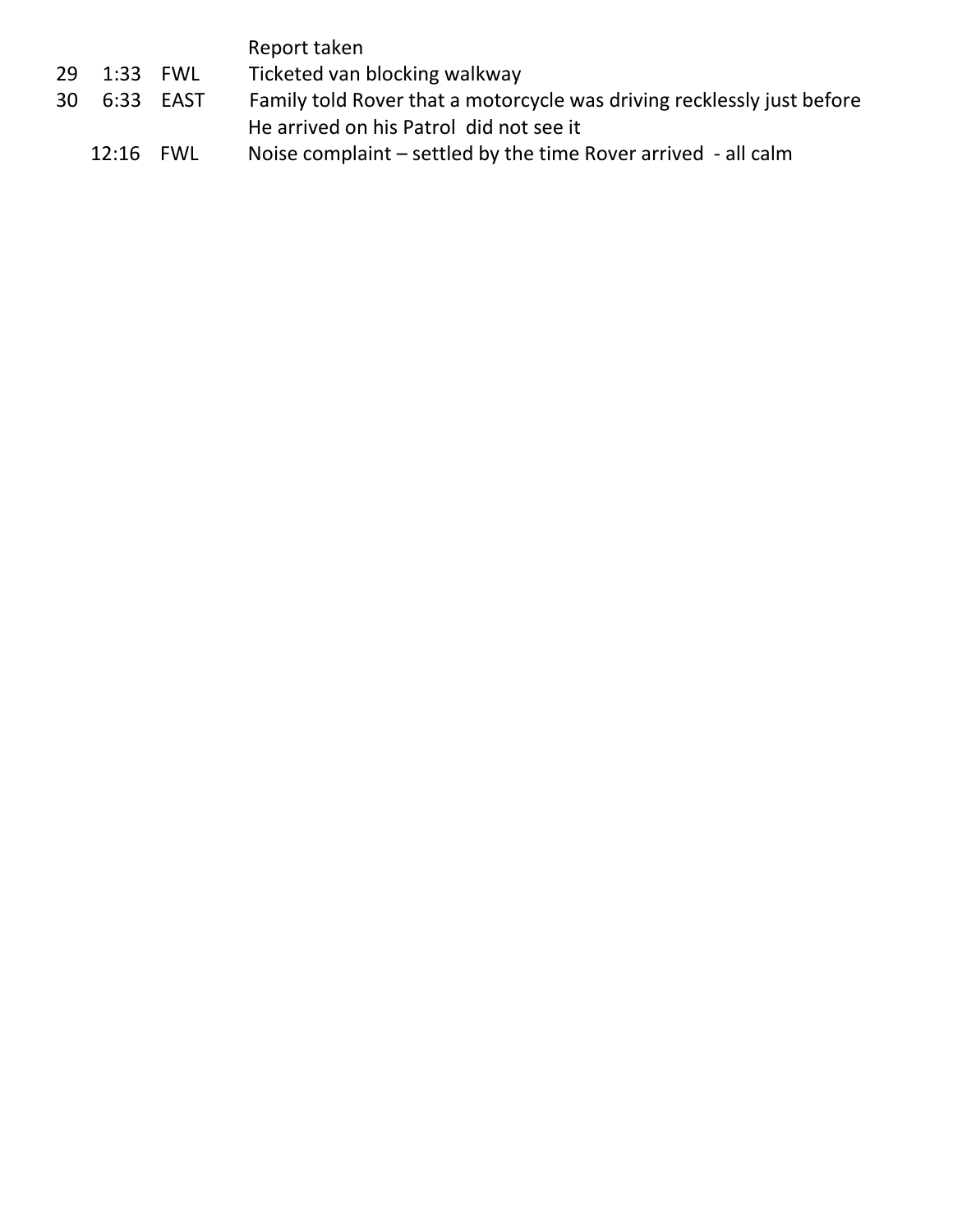| | | | |
|---|---|---|---|
| | | | Report taken |
| 29 | 1:33 | FWL | Ticketed van blocking walkway |
| 30 | 6:33 | EAST | Family told Rover that a motorcycle was driving recklessly just before He arrived on his Patrol did not see it |
| | 12:16 | FWL | Noise complaint – settled by the time Rover arrived - all calm |